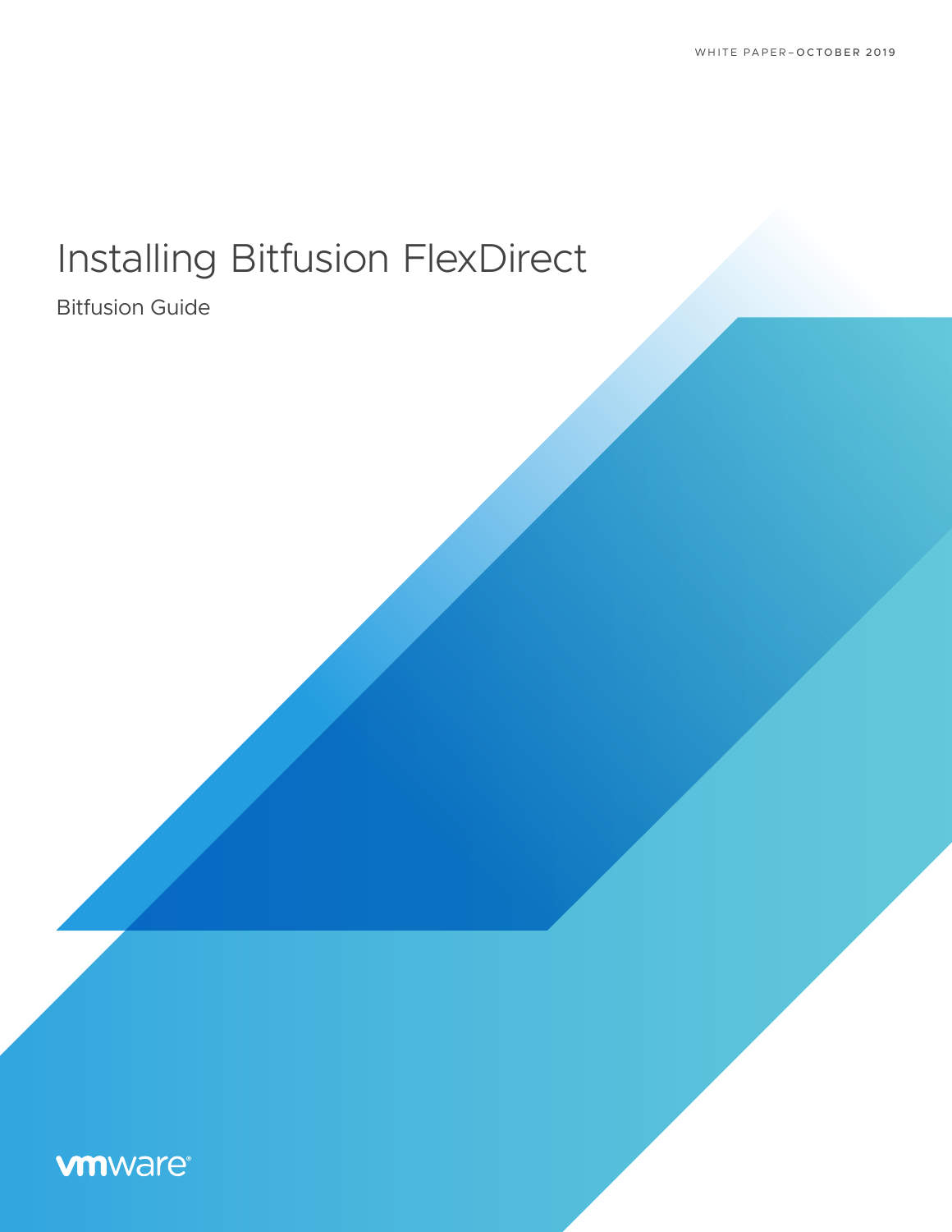WHITE PAPER–OCTOBER 2019

# Installing Bitfusion FlexDirect

Bitfusion Guide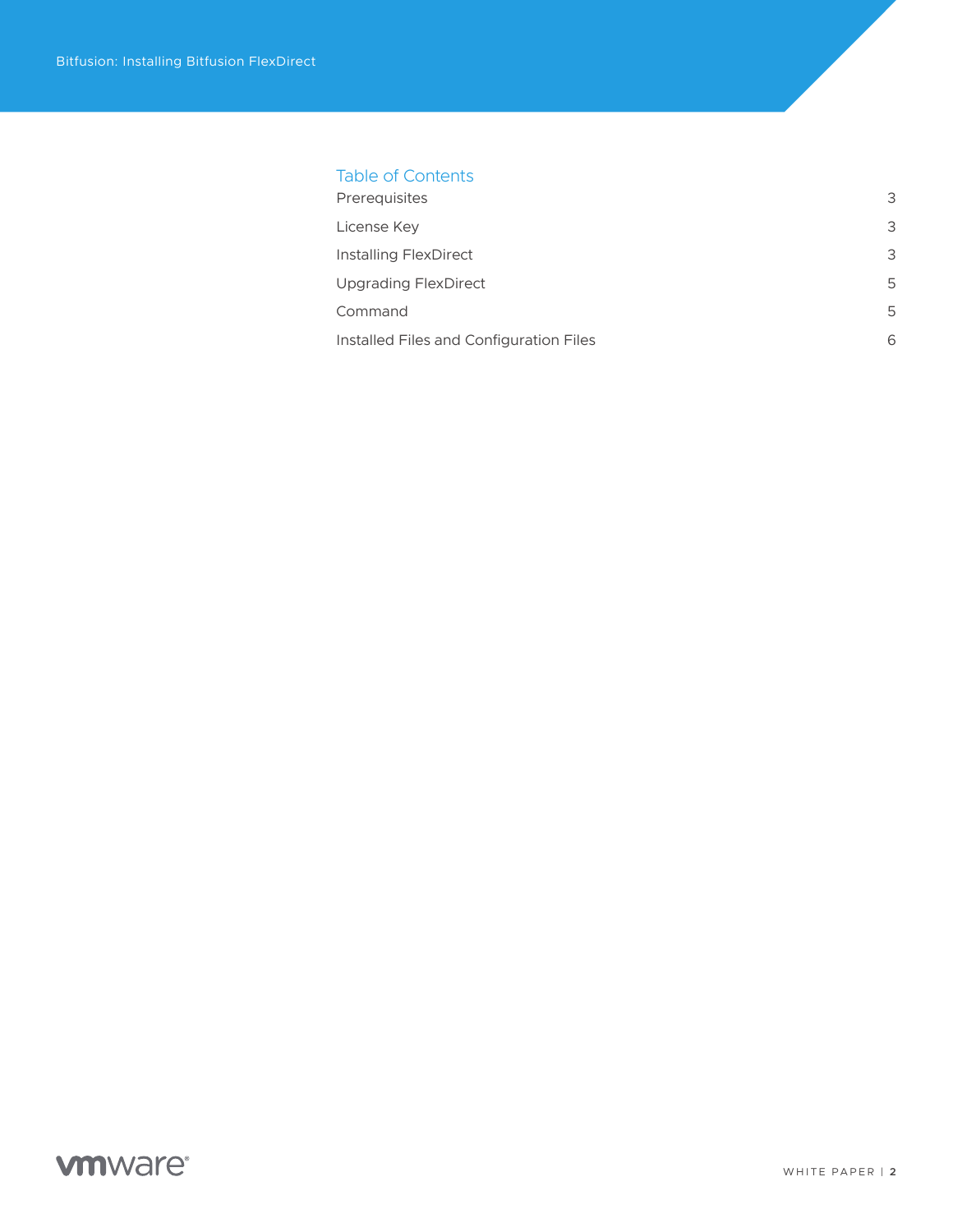## Table of Contents

| | |
|---|---|
| Prerequisites | 3 |
| License Key | 3 |
| Installing FlexDirect | 3 |
| Upgrading FlexDirect | 5 |
| Command | 5 |
| Installed Files and Configuration Files | 6 |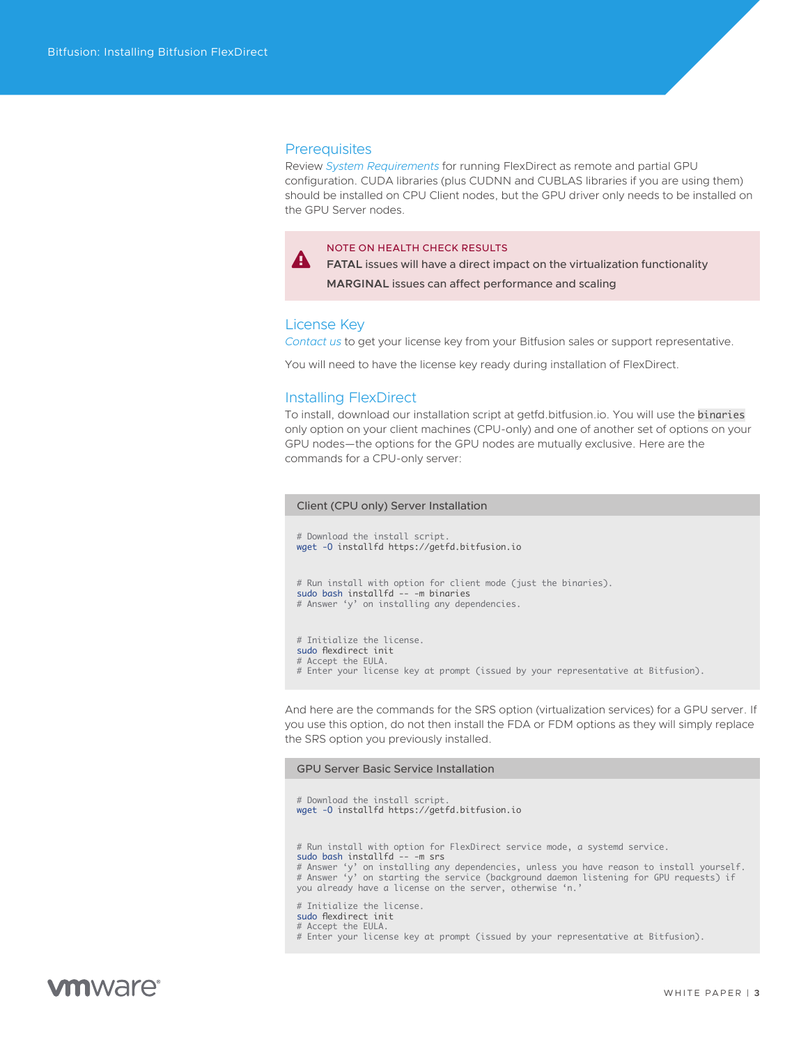## Prerequisites

Review *System Requirements* for running FlexDirect as remote and partial GPU configuration. CUDA libraries (plus CUDNN and CUBLAS libraries if you are using them) should be installed on CPU Client nodes, but the GPU driver only needs to be installed on the GPU Server nodes.

> NOTE ON HEALTH CHECK RESULTS
>
> **FATAL** issues will have a direct impact on the virtualization functionality
>
> **MARGINAL** issues can affect performance and scaling

## License Key

*Contact us* to get your license key from your Bitfusion sales or support representative.

You will need to have the license key ready during installation of FlexDirect.

## Installing FlexDirect

To install, download our installation script at getfd.bitfusion.io. You will use the `binaries` only option on your client machines (CPU-only) and one of another set of options on your GPU nodes—the options for the GPU nodes are mutually exclusive. Here are the commands for a CPU-only server:

**Client (CPU only) Server Installation**

```
# Download the install script.
wget -O installfd https://getfd.bitfusion.io

# Run install with option for client mode (just the binaries).
sudo bash installfd -- -m binaries
# Answer ‘y’ on installing any dependencies.

# Initialize the license.
sudo flexdirect init
# Accept the EULA.
# Enter your license key at prompt (issued by your representative at Bitfusion).
```

And here are the commands for the SRS option (virtualization services) for a GPU server. If you use this option, do not then install the FDA or FDM options as they will simply replace the SRS option you previously installed.

**GPU Server Basic Service Installation**

```
# Download the install script.
wget -O installfd https://getfd.bitfusion.io

# Run install with option for FlexDirect service mode, a systemd service.
sudo bash installfd -- -m srs
# Answer ‘y’ on installing any dependencies, unless you have reason to install yourself.
# Answer ‘y’ on starting the service (background daemon listening for GPU requests) if
you already have a license on the server, otherwise ‘n.’

# Initialize the license.
sudo flexdirect init
# Accept the EULA.
# Enter your license key at prompt (issued by your representative at Bitfusion).
```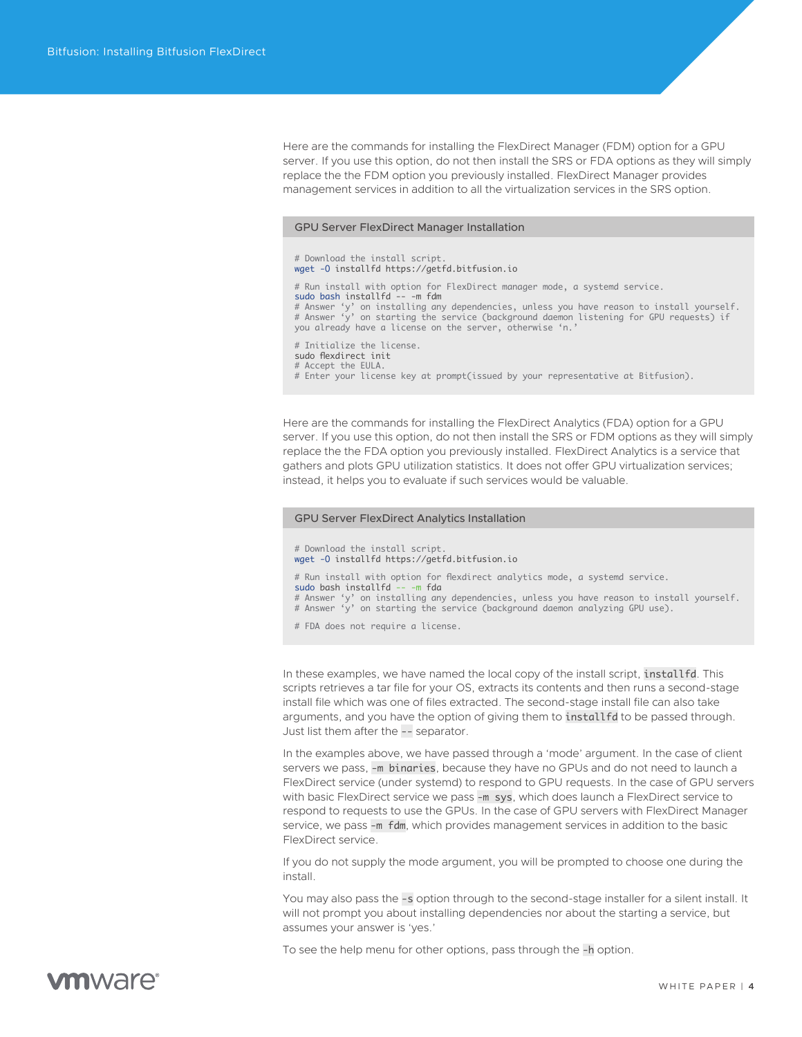Here are the commands for installing the FlexDirect Manager (FDM) option for a GPU server. If you use this option, do not then install the SRS or FDA options as they will simply replace the the FDM option you previously installed. FlexDirect Manager provides management services in addition to all the virtualization services in the SRS option.

**GPU Server FlexDirect Manager Installation**

```
# Download the install script.
wget -O installfd https://getfd.bitfusion.io

# Run install with option for FlexDirect manager mode, a systemd service.
sudo bash installfd -- -m fdm
# Answer 'y' on installing any dependencies, unless you have reason to install yourself.
# Answer 'y' on starting the service (background daemon listening for GPU requests) if
you already have a license on the server, otherwise 'n.'

# Initialize the license.
sudo flexdirect init
# Accept the EULA.
# Enter your license key at prompt(issued by your representative at Bitfusion).
```

Here are the commands for installing the FlexDirect Analytics (FDA) option for a GPU server. If you use this option, do not then install the SRS or FDM options as they will simply replace the the FDA option you previously installed. FlexDirect Analytics is a service that gathers and plots GPU utilization statistics. It does not offer GPU virtualization services; instead, it helps you to evaluate if such services would be valuable.

**GPU Server FlexDirect Analytics Installation**

```
# Download the install script.
wget -O installfd https://getfd.bitfusion.io

# Run install with option for flexdirect analytics mode, a systemd service.
sudo bash installfd -- -m fda
# Answer 'y' on installing any dependencies, unless you have reason to install yourself.
# Answer 'y' on starting the service (background daemon analyzing GPU use).

# FDA does not require a license.
```

In these examples, we have named the local copy of the install script, `installfd`. This scripts retrieves a tar file for your OS, extracts its contents and then runs a second-stage install file which was one of files extracted. The second-stage install file can also take arguments, and you have the option of giving them to `installfd` to be passed through. Just list them after the `--` separator.

In the examples above, we have passed through a 'mode' argument. In the case of client servers we pass, `-m binaries`, because they have no GPUs and do not need to launch a FlexDirect service (under systemd) to respond to GPU requests. In the case of GPU servers with basic FlexDirect service we pass `-m sys`, which does launch a FlexDirect service to respond to requests to use the GPUs. In the case of GPU servers with FlexDirect Manager service, we pass `-m fdm`, which provides management services in addition to the basic FlexDirect service.

If you do not supply the mode argument, you will be prompted to choose one during the install.

You may also pass the `-s` option through to the second-stage installer for a silent install. It will not prompt you about installing dependencies nor about the starting a service, but assumes your answer is 'yes.'

To see the help menu for other options, pass through the `-h` option.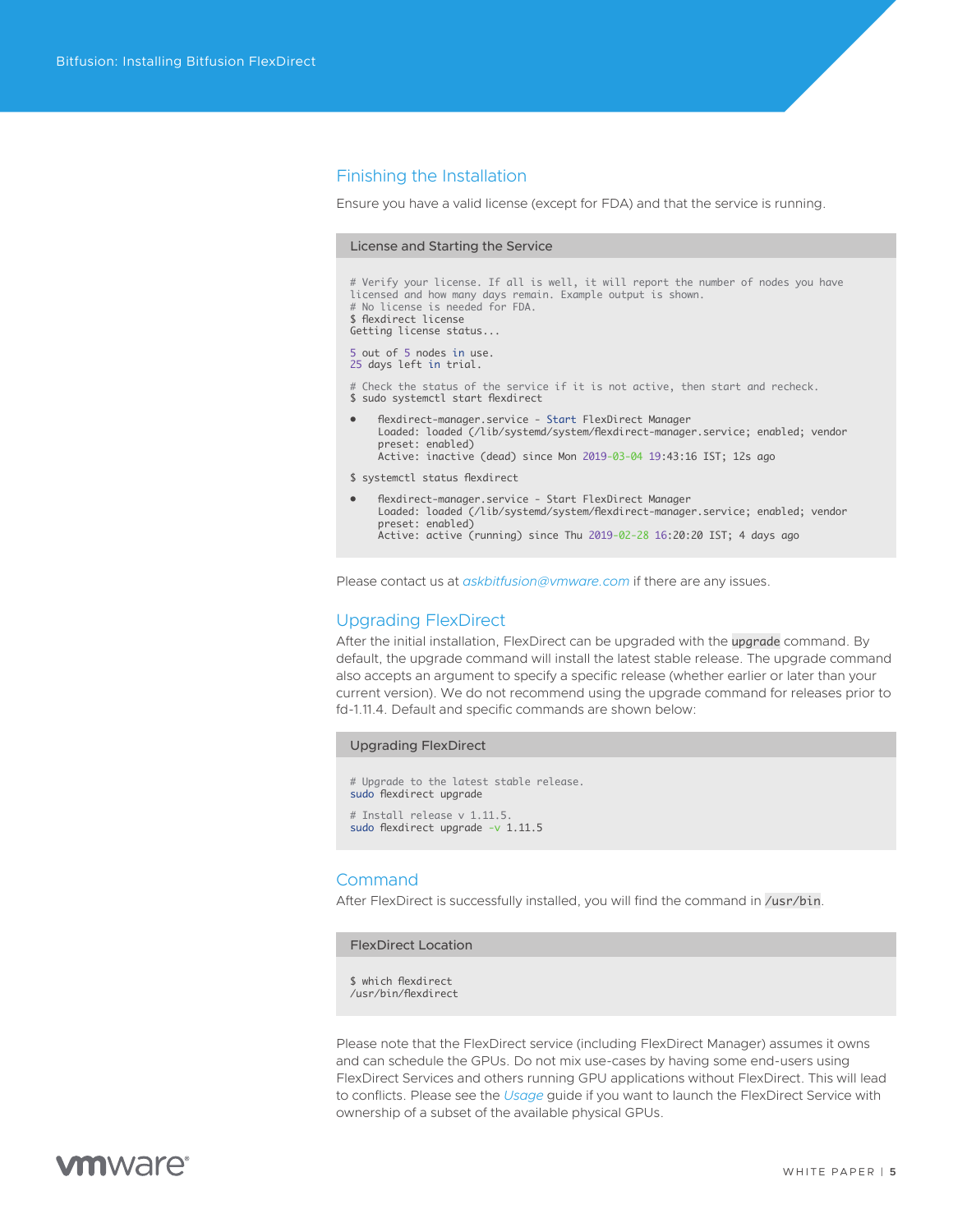## Finishing the Installation

Ensure you have a valid license (except for FDA) and that the service is running.

**License and Starting the Service**

```
# Verify your license. If all is well, it will report the number of nodes you have
licensed and how many days remain. Example output is shown.
# No license is needed for FDA.
$ flexdirect license
Getting license status...

5 out of 5 nodes in use.
25 days left in trial.

# Check the status of the service if it is not active, then start and recheck.
$ sudo systemctl start flexdirect

●    flexdirect-manager.service - Start FlexDirect Manager
     Loaded: loaded (/lib/systemd/system/flexdirect-manager.service; enabled; vendor
     preset: enabled)
     Active: inactive (dead) since Mon 2019-03-04 19:43:16 IST; 12s ago

$ systemctl status flexdirect

●    flexdirect-manager.service - Start FlexDirect Manager
     Loaded: loaded (/lib/systemd/system/flexdirect-manager.service; enabled; vendor
     preset: enabled)
     Active: active (running) since Thu 2019-02-28 16:20:20 IST; 4 days ago
```

Please contact us at *askbitfusion@vmware.com* if there are any issues.

## Upgrading FlexDirect

After the initial installation, FlexDirect can be upgraded with the `upgrade` command. By default, the upgrade command will install the latest stable release. The upgrade command also accepts an argument to specify a specific release (whether earlier or later than your current version). We do not recommend using the upgrade command for releases prior to fd-1.11.4. Default and specific commands are shown below:

**Upgrading FlexDirect**

```
# Upgrade to the latest stable release.
sudo flexdirect upgrade

# Install release v 1.11.5.
sudo flexdirect upgrade -v 1.11.5
```

## Command

After FlexDirect is successfully installed, you will find the command in `/usr/bin`.

**FlexDirect Location**

```
$ which flexdirect
/usr/bin/flexdirect
```

Please note that the FlexDirect service (including FlexDirect Manager) assumes it owns and can schedule the GPUs. Do not mix use-cases by having some end-users using FlexDirect Services and others running GPU applications without FlexDirect. This will lead to conflicts. Please see the *Usage* guide if you want to launch the FlexDirect Service with ownership of a subset of the available physical GPUs.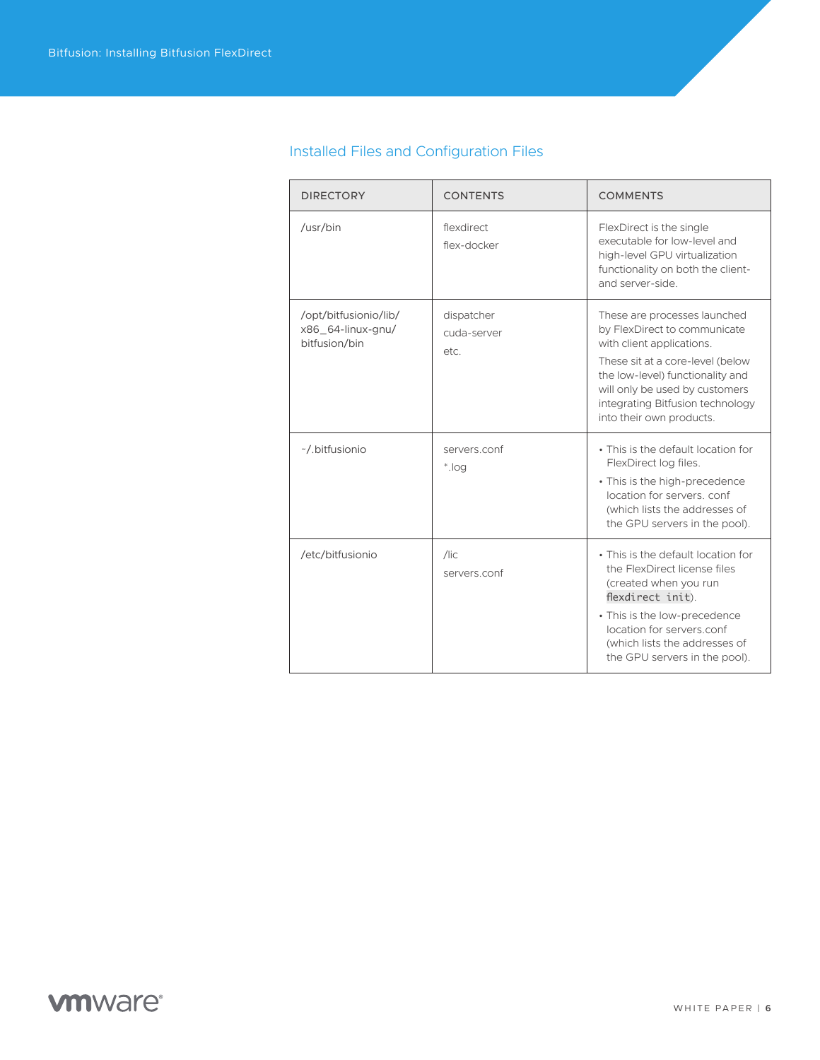## Installed Files and Configuration Files

| DIRECTORY | CONTENTS | COMMENTS |
|---|---|---|
| /usr/bin | flexdirect<br>flex-docker | FlexDirect is the single executable for low-level and high-level GPU virtualization functionality on both the client- and server-side. |
| /opt/bitfusionio/lib/x86_64-linux-gnu/bitfusion/bin | dispatcher<br>cuda-server<br>etc. | These are processes launched by FlexDirect to communicate with client applications.<br>These sit at a core-level (below the low-level) functionality and will only be used by customers integrating Bitfusion technology into their own products. |
| ~/.bitfusionio | servers.conf<br>*.log | • This is the default location for FlexDirect log files.<br>• This is the high-precedence location for servers. conf (which lists the addresses of the GPU servers in the pool). |
| /etc/bitfusionio | /lic<br>servers.conf | • This is the default location for the FlexDirect license files (created when you run `flexdirect init`).<br>• This is the low-precedence location for servers.conf (which lists the addresses of the GPU servers in the pool). |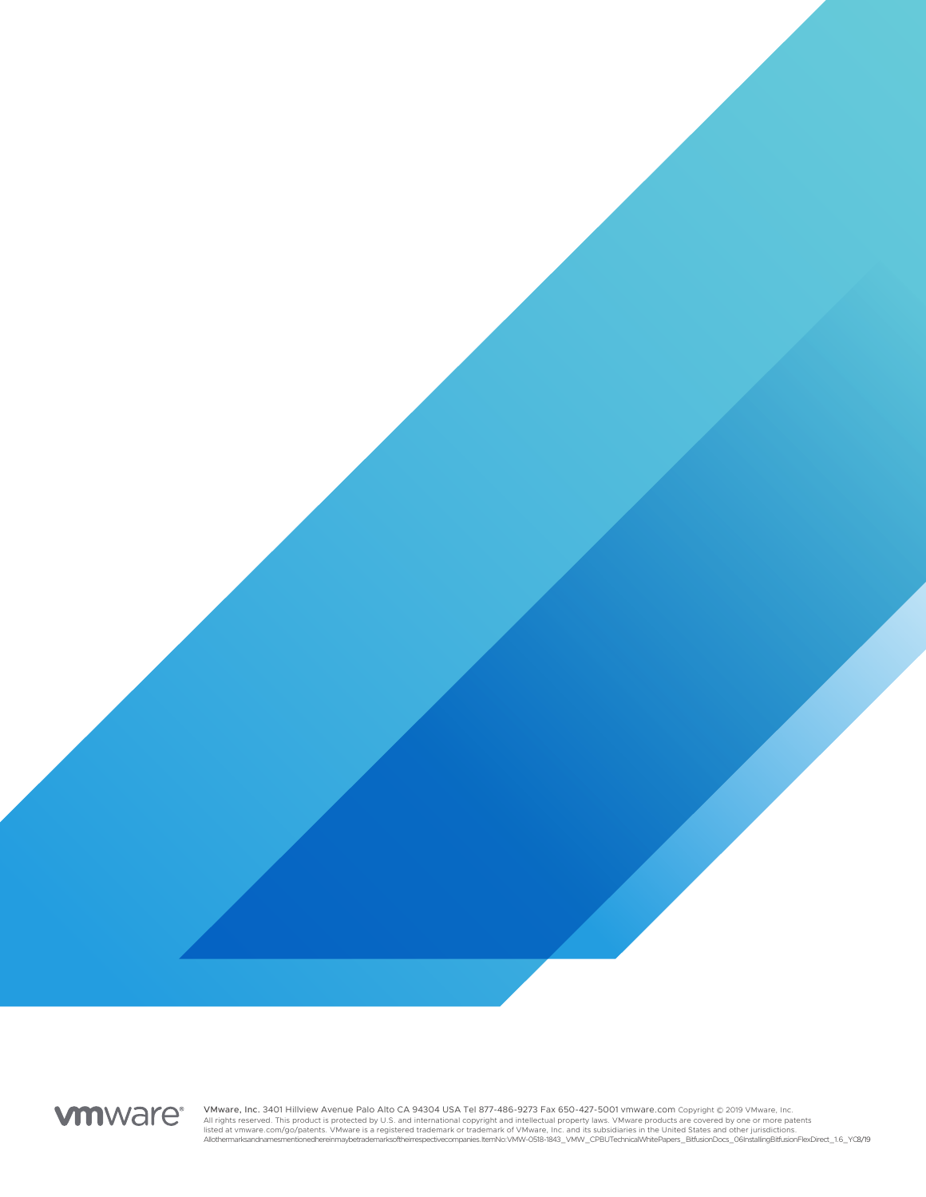**VMware, Inc.** 3401 Hillview Avenue Palo Alto CA 94304 USA Tel 877-486-9273 Fax 650-427-5001 vmware.com Copyright © 2019 VMware, Inc. All rights reserved. This product is protected by U.S. and international copyright and intellectual property laws. VMware products are covered by one or more patents listed at vmware.com/go/patents. VMware is a registered trademark or trademark of VMware, Inc. and its subsidiaries in the United States and other jurisdictions. Allothermarksandnamesmentionedhereinmaybetrademarksoftheirrespectivecompanies. ItemNo:VMW-0518-1843_VMW_CPBUTechnicalWhitePapers_BitfusionDocs_06InstallingBitfusionFlexDirect_1.6_YC8/19